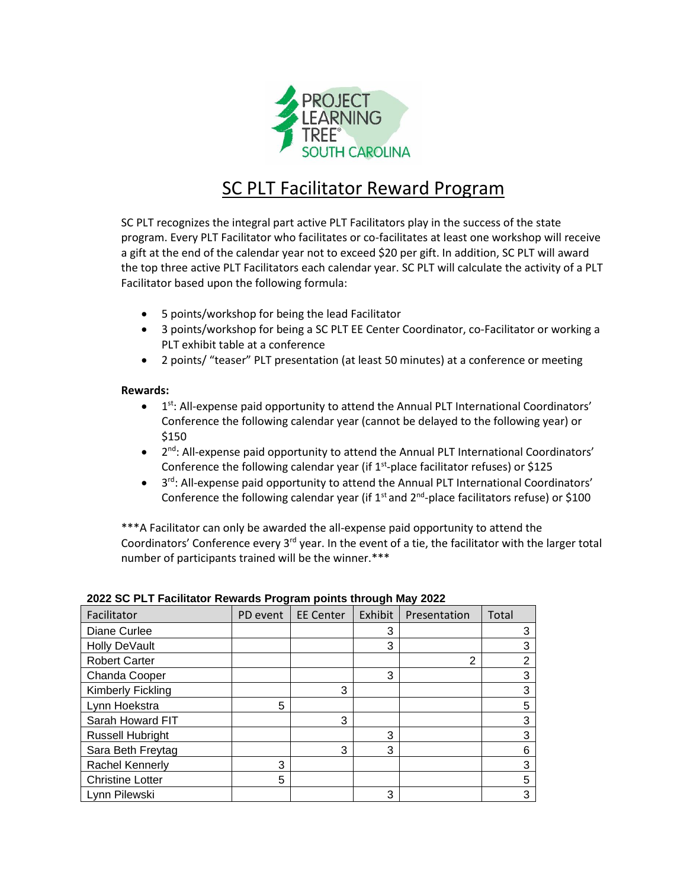PROJECT LEARNING TREE® SOUTH CAROLINA

# SC PLT Facilitator Reward Program

SC PLT recognizes the integral part active PLT Facilitators play in the success of the state program. Every PLT Facilitator who facilitates or co-facilitates at least one workshop will receive a gift at the end of the calendar year not to exceed $20 per gift. In addition, SC PLT will award the top three active PLT Facilitators each calendar year. SC PLT will calculate the activity of a PLT Facilitator based upon the following formula:

- 5 points/workshop for being the lead Facilitator
- 3 points/workshop for being a SC PLT EE Center Coordinator, co-Facilitator or working a PLT exhibit table at a conference
- 2 points/ "teaser" PLT presentation (at least 50 minutes) at a conference or meeting

**Rewards:**

- 1st: All-expense paid opportunity to attend the Annual PLT International Coordinators' Conference the following calendar year (cannot be delayed to the following year) or $150
- 2nd: All-expense paid opportunity to attend the Annual PLT International Coordinators' Conference the following calendar year (if 1st-place facilitator refuses) or $125
- 3rd: All-expense paid opportunity to attend the Annual PLT International Coordinators' Conference the following calendar year (if 1st and 2nd-place facilitators refuse) or $100

***A Facilitator can only be awarded the all-expense paid opportunity to attend the Coordinators' Conference every 3rd year. In the event of a tie, the facilitator with the larger total number of participants trained will be the winner.***

**2022 SC PLT Facilitator Rewards Program points through May 2022**

| Facilitator | PD event | EE Center | Exhibit | Presentation | Total |
|---|---|---|---|---|---|
| Diane Curlee | | | 3 | | 3 |
| Holly DeVault | | | 3 | | 3 |
| Robert Carter | | | | 2 | 2 |
| Chanda Cooper | | | 3 | | 3 |
| Kimberly Fickling | | 3 | | | 3 |
| Lynn Hoekstra | 5 | | | | 5 |
| Sarah Howard FIT | | 3 | | | 3 |
| Russell Hubright | | | 3 | | 3 |
| Sara Beth Freytag | | 3 | 3 | | 6 |
| Rachel Kennerly | 3 | | | | 3 |
| Christine Lotter | 5 | | | | 5 |
| Lynn Pilewski | | | 3 | | 3 |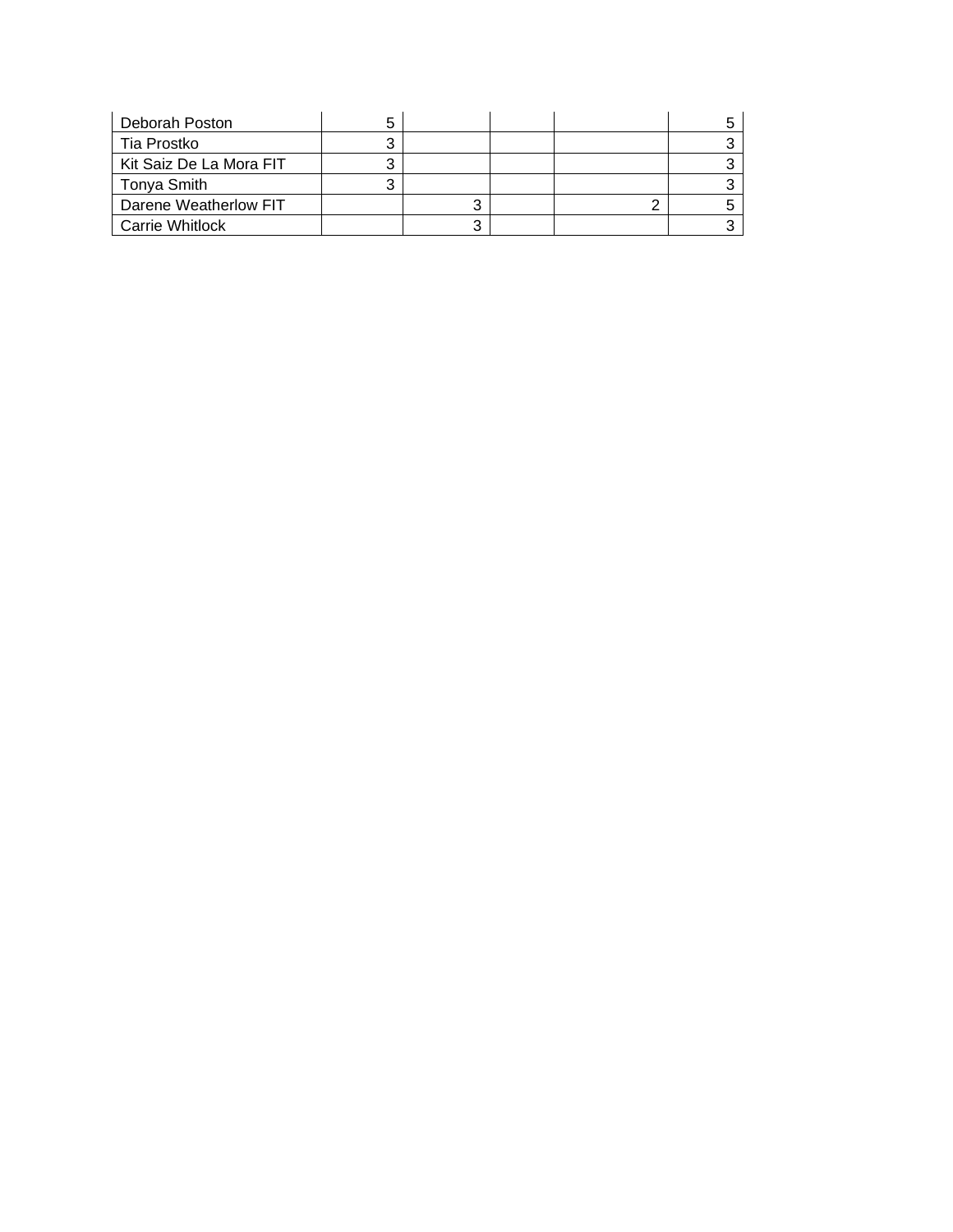| | | | | | |
|---|---|---|---|---|---|
| Deborah Poston | 5 | | | | 5 |
| Tia Prostko | 3 | | | | 3 |
| Kit Saiz De La Mora FIT | 3 | | | | 3 |
| Tonya Smith | 3 | | | | 3 |
| Darene Weatherlow FIT | | 3 | | 2 | 5 |
| Carrie Whitlock | | 3 | | | 3 |